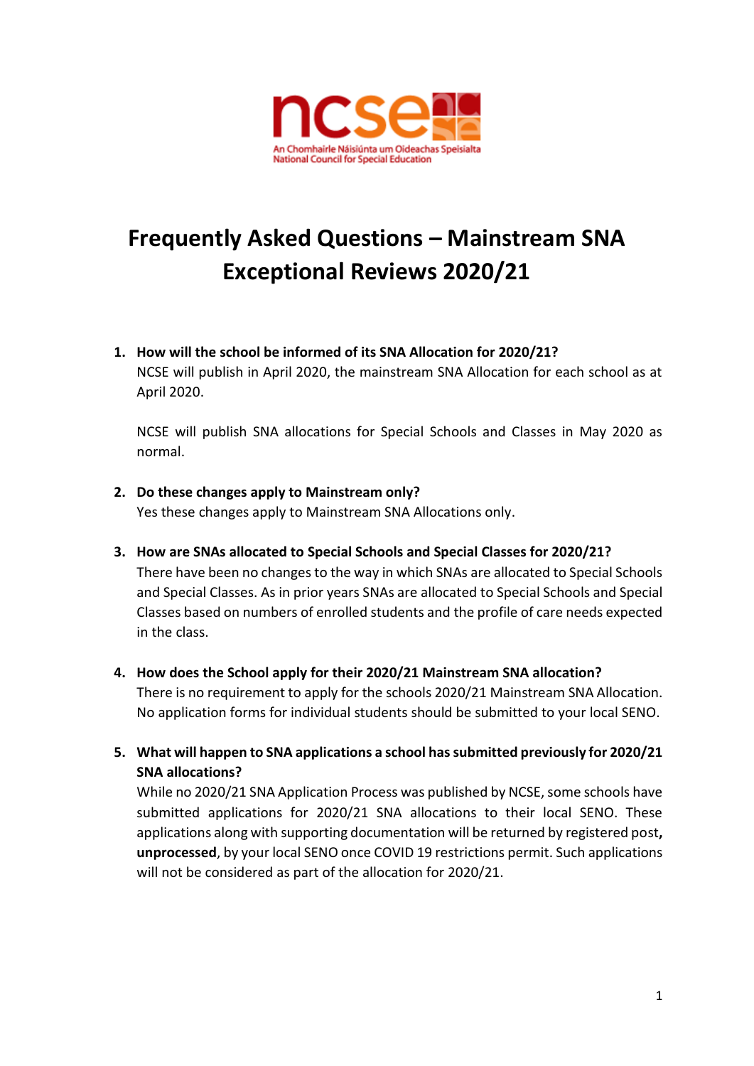# Frequently Asked Questions – Mainstream SNA Exceptional Reviews 2020/21

1. **How will the school be informed of its SNA Allocation for 2020/21?**
   NCSE will publish in April 2020, the mainstream SNA Allocation for each school as at April 2020.

   NCSE will publish SNA allocations for Special Schools and Classes in May 2020 as normal.

2. **Do these changes apply to Mainstream only?**
   Yes these changes apply to Mainstream SNA Allocations only.

3. **How are SNAs allocated to Special Schools and Special Classes for 2020/21?**
   There have been no changes to the way in which SNAs are allocated to Special Schools and Special Classes. As in prior years SNAs are allocated to Special Schools and Special Classes based on numbers of enrolled students and the profile of care needs expected in the class.

4. **How does the School apply for their 2020/21 Mainstream SNA allocation?**
   There is no requirement to apply for the schools 2020/21 Mainstream SNA Allocation. No application forms for individual students should be submitted to your local SENO.

5. **What will happen to SNA applications a school has submitted previously for 2020/21 SNA allocations?**
   While no 2020/21 SNA Application Process was published by NCSE, some schools have submitted applications for 2020/21 SNA allocations to their local SENO. These applications along with supporting documentation will be returned by registered post**, unprocessed**, by your local SENO once COVID 19 restrictions permit. Such applications will not be considered as part of the allocation for 2020/21.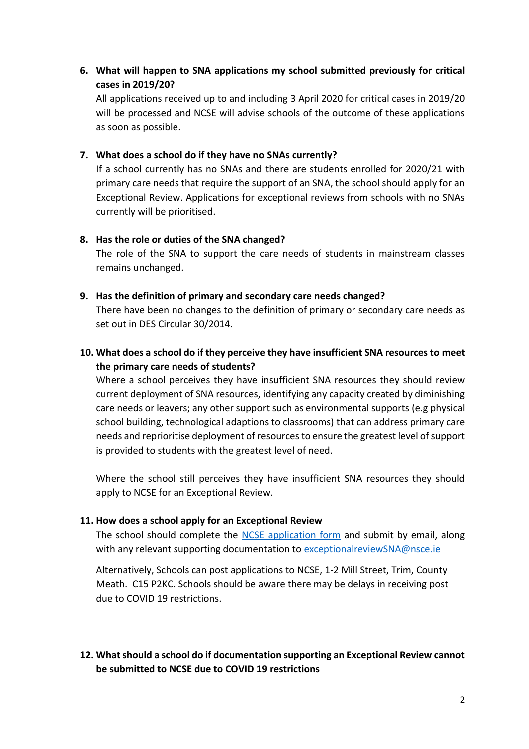6. **What will happen to SNA applications my school submitted previously for critical cases in 2019/20?**

   All applications received up to and including 3 April 2020 for critical cases in 2019/20 will be processed and NCSE will advise schools of the outcome of these applications as soon as possible.

7. **What does a school do if they have no SNAs currently?**

   If a school currently has no SNAs and there are students enrolled for 2020/21 with primary care needs that require the support of an SNA, the school should apply for an Exceptional Review. Applications for exceptional reviews from schools with no SNAs currently will be prioritised.

8. **Has the role or duties of the SNA changed?**

   The role of the SNA to support the care needs of students in mainstream classes remains unchanged.

9. **Has the definition of primary and secondary care needs changed?**

   There have been no changes to the definition of primary or secondary care needs as set out in DES Circular 30/2014.

10. **What does a school do if they perceive they have insufficient SNA resources to meet the primary care needs of students?**

    Where a school perceives they have insufficient SNA resources they should review current deployment of SNA resources, identifying any capacity created by diminishing care needs or leavers; any other support such as environmental supports (e.g physical school building, technological adaptions to classrooms) that can address primary care needs and reprioritise deployment of resources to ensure the greatest level of support is provided to students with the greatest level of need.

    Where the school still perceives they have insufficient SNA resources they should apply to NCSE for an Exceptional Review.

11. **How does a school apply for an Exceptional Review**

    The school should complete the [NCSE application form]() and submit by email, along with any relevant supporting documentation to [exceptionalreviewSNA@nsce.ie](mailto:exceptionalreviewSNA@nsce.ie)

    Alternatively, Schools can post applications to NCSE, 1-2 Mill Street, Trim, County Meath. C15 P2KC. Schools should be aware there may be delays in receiving post due to COVID 19 restrictions.

12. **What should a school do if documentation supporting an Exceptional Review cannot be submitted to NCSE due to COVID 19 restrictions**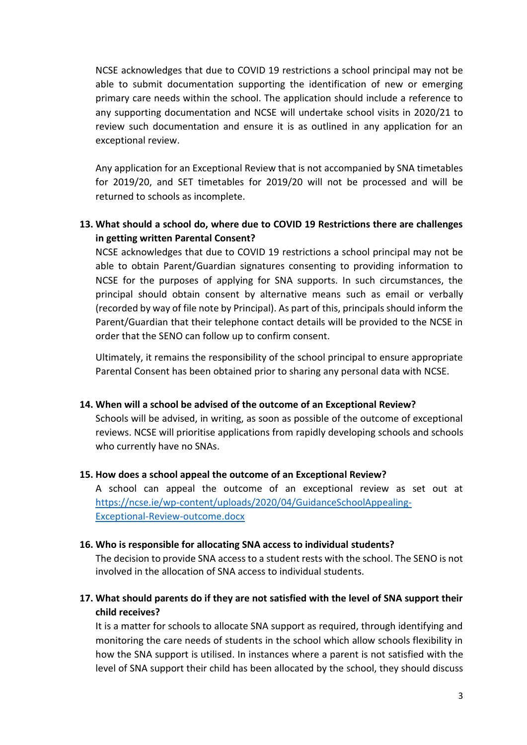NCSE acknowledges that due to COVID 19 restrictions a school principal may not be able to submit documentation supporting the identification of new or emerging primary care needs within the school. The application should include a reference to any supporting documentation and NCSE will undertake school visits in 2020/21 to review such documentation and ensure it is as outlined in any application for an exceptional review.

Any application for an Exceptional Review that is not accompanied by SNA timetables for 2019/20, and SET timetables for 2019/20 will not be processed and will be returned to schools as incomplete.

**13. What should a school do, where due to COVID 19 Restrictions there are challenges in getting written Parental Consent?**

NCSE acknowledges that due to COVID 19 restrictions a school principal may not be able to obtain Parent/Guardian signatures consenting to providing information to NCSE for the purposes of applying for SNA supports. In such circumstances, the principal should obtain consent by alternative means such as email or verbally (recorded by way of file note by Principal). As part of this, principals should inform the Parent/Guardian that their telephone contact details will be provided to the NCSE in order that the SENO can follow up to confirm consent.

Ultimately, it remains the responsibility of the school principal to ensure appropriate Parental Consent has been obtained prior to sharing any personal data with NCSE.

**14. When will a school be advised of the outcome of an Exceptional Review?**

Schools will be advised, in writing, as soon as possible of the outcome of exceptional reviews. NCSE will prioritise applications from rapidly developing schools and schools who currently have no SNAs.

**15. How does a school appeal the outcome of an Exceptional Review?**

A school can appeal the outcome of an exceptional review as set out at [https://ncse.ie/wp-content/uploads/2020/04/GuidanceSchoolAppealing-Exceptional-Review-outcome.docx](https://ncse.ie/wp-content/uploads/2020/04/GuidanceSchoolAppealing-Exceptional-Review-outcome.docx)

**16. Who is responsible for allocating SNA access to individual students?**

The decision to provide SNA access to a student rests with the school. The SENO is not involved in the allocation of SNA access to individual students.

**17. What should parents do if they are not satisfied with the level of SNA support their child receives?**

It is a matter for schools to allocate SNA support as required, through identifying and monitoring the care needs of students in the school which allow schools flexibility in how the SNA support is utilised. In instances where a parent is not satisfied with the level of SNA support their child has been allocated by the school, they should discuss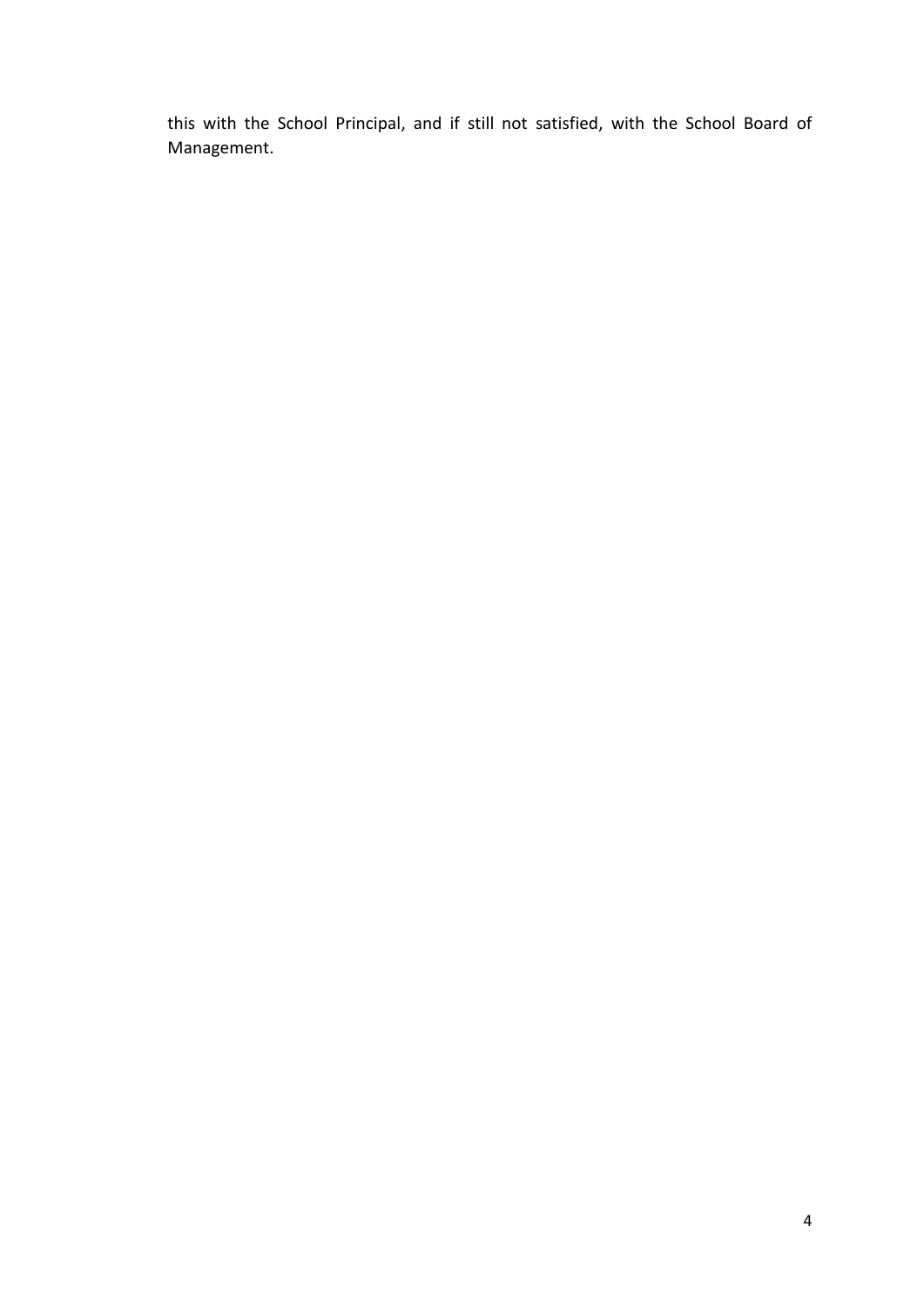this with the School Principal, and if still not satisfied, with the School Board of Management.